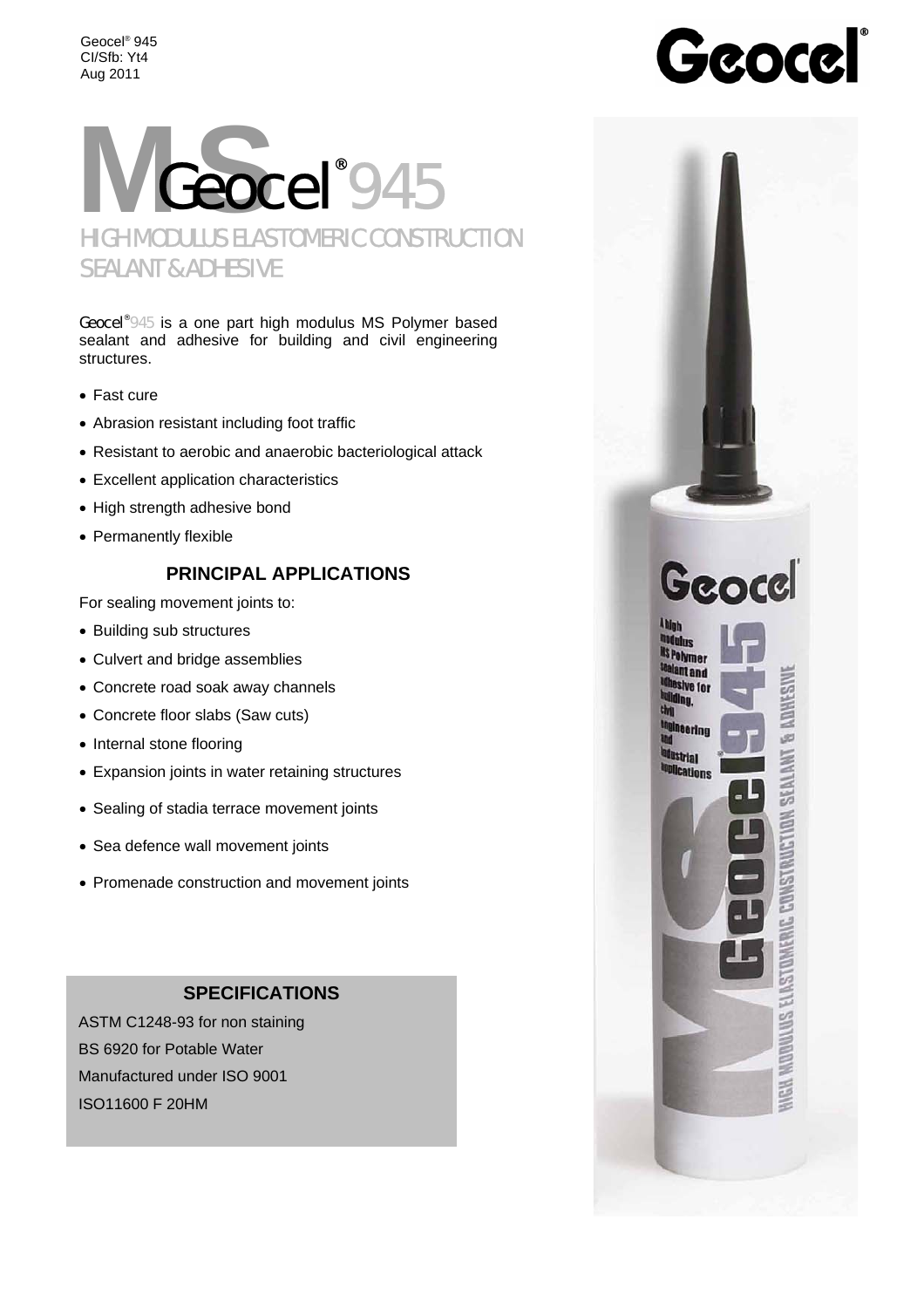Geocel® 945
CI/Sfb: Yt4
Aug 2011

# MS Geocel® 945

## HIGH MODULUS ELASTOMERIC CONSTRUCTION SEALANT & ADHESIVE

Geocel® 945 is a one part high modulus MS Polymer based sealant and adhesive for building and civil engineering structures.

- Fast cure
- Abrasion resistant including foot traffic
- Resistant to aerobic and anaerobic bacteriological attack
- Excellent application characteristics
- High strength adhesive bond
- Permanently flexible

### PRINCIPAL APPLICATIONS

For sealing movement joints to:

- Building sub structures
- Culvert and bridge assemblies
- Concrete road soak away channels
- Concrete floor slabs (Saw cuts)
- Internal stone flooring
- Expansion joints in water retaining structures
- Sealing of stadia terrace movement joints
- Sea defence wall movement joints
- Promenade construction and movement joints

### SPECIFICATIONS

ASTM C1248-93 for non staining
BS 6920 for Potable Water
Manufactured under ISO 9001
ISO11600 F 20HM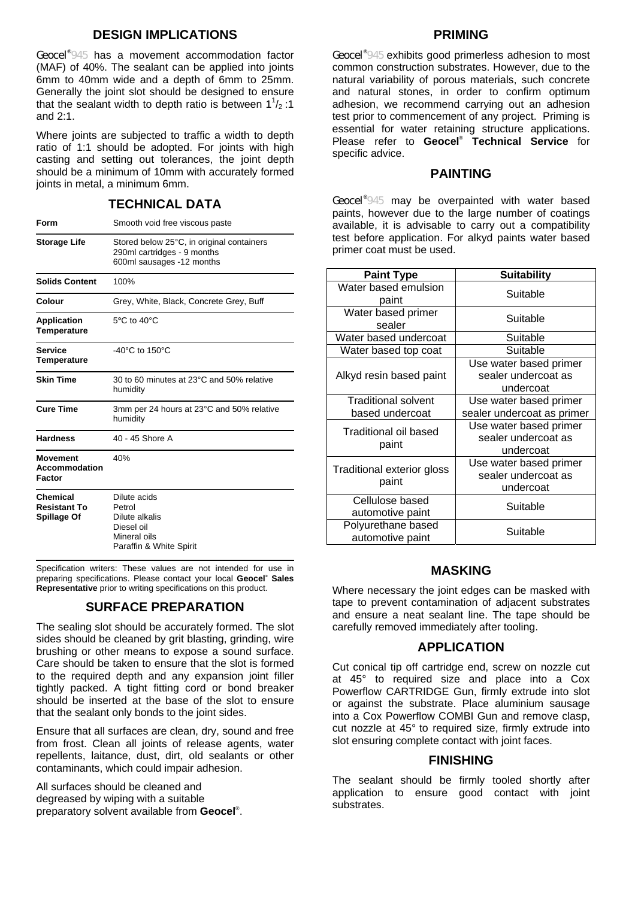## DESIGN IMPLICATIONS

Geocel®945 has a movement accommodation factor (MAF) of 40%. The sealant can be applied into joints 6mm to 40mm wide and a depth of 6mm to 25mm. Generally the joint slot should be designed to ensure that the sealant width to depth ratio is between $1^1/_2$ :1 and 2:1.

Where joints are subjected to traffic a width to depth ratio of 1:1 should be adopted. For joints with high casting and setting out tolerances, the joint depth should be a minimum of 10mm with accurately formed joints in metal, a minimum 6mm.

## TECHNICAL DATA

| | |
|---|---|
| **Form** | Smooth void free viscous paste |
| **Storage Life** | Stored below 25°C, in original containers<br>290ml cartridges - 9 months<br>600ml sausages -12 months |
| **Solids Content** | 100% |
| **Colour** | Grey, White, Black, Concrete Grey, Buff |
| **Application Temperature** | 5°C to 40°C |
| **Service Temperature** | -40°C to 150°C |
| **Skin Time** | 30 to 60 minutes at 23°C and 50% relative humidity |
| **Cure Time** | 3mm per 24 hours at 23°C and 50% relative humidity |
| **Hardness** | 40 - 45 Shore A |
| **Movement Accommodation Factor** | 40% |
| **Chemical Resistant To Spillage Of** | Dilute acids<br>Petrol<br>Dilute alkalis<br>Diesel oil<br>Mineral oils<br>Paraffin & White Spirit |

Specification writers: These values are not intended for use in preparing specifications. Please contact your local **Geocel® Sales Representative** prior to writing specifications on this product.

## SURFACE PREPARATION

The sealing slot should be accurately formed. The slot sides should be cleaned by grit blasting, grinding, wire brushing or other means to expose a sound surface. Care should be taken to ensure that the slot is formed to the required depth and any expansion joint filler tightly packed. A tight fitting cord or bond breaker should be inserted at the base of the slot to ensure that the sealant only bonds to the joint sides.

Ensure that all surfaces are clean, dry, sound and free from frost. Clean all joints of release agents, water repellents, laitance, dust, dirt, old sealants or other contaminants, which could impair adhesion.

All surfaces should be cleaned and degreased by wiping with a suitable preparatory solvent available from **Geocel®**.

## PRIMING

Geocel®945 exhibits good primerless adhesion to most common construction substrates. However, due to the natural variability of porous materials, such concrete and natural stones, in order to confirm optimum adhesion, we recommend carrying out an adhesion test prior to commencement of any project. Priming is essential for water retaining structure applications. Please refer to **Geocel® Technical Service** for specific advice.

## PAINTING

Geocel®945 may be overpainted with water based paints, however due to the large number of coatings available, it is advisable to carry out a compatibility test before application. For alkyd paints water based primer coat must be used.

| Paint Type | Suitability |
|---|---|
| Water based emulsion paint | Suitable |
| Water based primer sealer | Suitable |
| Water based undercoat | Suitable |
| Water based top coat | Suitable |
| Alkyd resin based paint | Use water based primer sealer undercoat as undercoat |
| Traditional solvent based undercoat | Use water based primer sealer undercoat as primer |
| Traditional oil based paint | Use water based primer sealer undercoat as undercoat |
| Traditional exterior gloss paint | Use water based primer sealer undercoat as undercoat |
| Cellulose based automotive paint | Suitable |
| Polyurethane based automotive paint | Suitable |

## MASKING

Where necessary the joint edges can be masked with tape to prevent contamination of adjacent substrates and ensure a neat sealant line. The tape should be carefully removed immediately after tooling.

## APPLICATION

Cut conical tip off cartridge end, screw on nozzle cut at 45° to required size and place into a Cox Powerflow CARTRIDGE Gun, firmly extrude into slot or against the substrate. Place aluminium sausage into a Cox Powerflow COMBI Gun and remove clasp, cut nozzle at 45° to required size, firmly extrude into slot ensuring complete contact with joint faces.

## FINISHING

The sealant should be firmly tooled shortly after application to ensure good contact with joint substrates.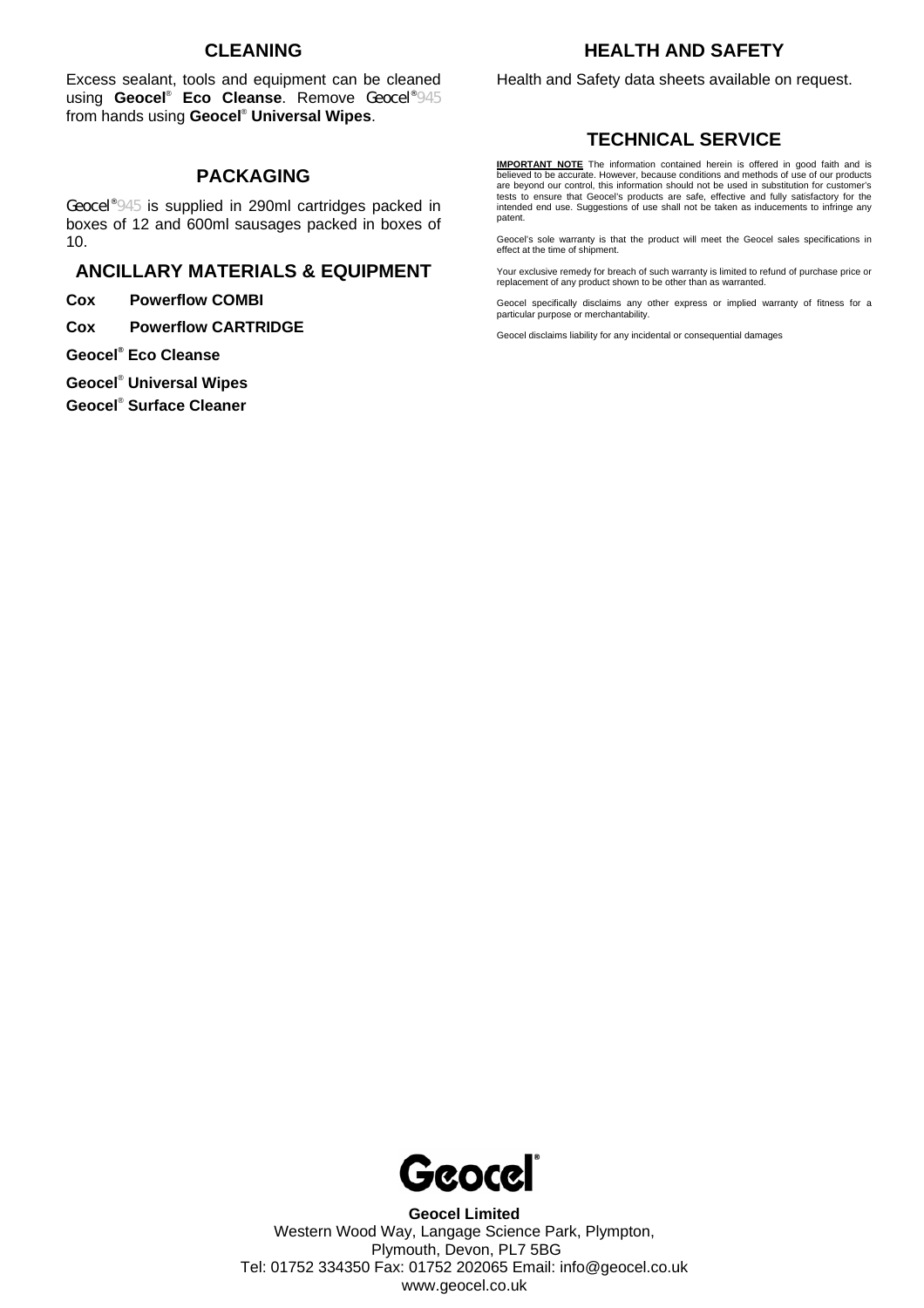## CLEANING

Excess sealant, tools and equipment can be cleaned using **Geocel® Eco Cleanse**. Remove Geocel®945 from hands using **Geocel® Universal Wipes**.

## PACKAGING

Geocel®945 is supplied in 290ml cartridges packed in boxes of 12 and 600ml sausages packed in boxes of 10.

## ANCILLARY MATERIALS & EQUIPMENT

**Cox Powerflow COMBI**

**Cox Powerflow CARTRIDGE**

**Geocel® Eco Cleanse**

**Geocel® Universal Wipes**

**Geocel® Surface Cleaner**

## HEALTH AND SAFETY

Health and Safety data sheets available on request.

## TECHNICAL SERVICE

**IMPORTANT NOTE** The information contained herein is offered in good faith and is believed to be accurate. However, because conditions and methods of use of our products are beyond our control, this information should not be used in substitution for customer's tests to ensure that Geocel's products are safe, effective and fully satisfactory for the intended end use. Suggestions of use shall not be taken as inducements to infringe any patent.

Geocel's sole warranty is that the product will meet the Geocel sales specifications in effect at the time of shipment.

Your exclusive remedy for breach of such warranty is limited to refund of purchase price or replacement of any product shown to be other than as warranted.

Geocel specifically disclaims any other express or implied warranty of fitness for a particular purpose or merchantability.

Geocel disclaims liability for any incidental or consequential damages

Geocel®

**Geocel Limited**
Western Wood Way, Langage Science Park, Plympton,
Plymouth, Devon, PL7 5BG
Tel: 01752 334350 Fax: 01752 202065 Email: info@geocel.co.uk
www.geocel.co.uk